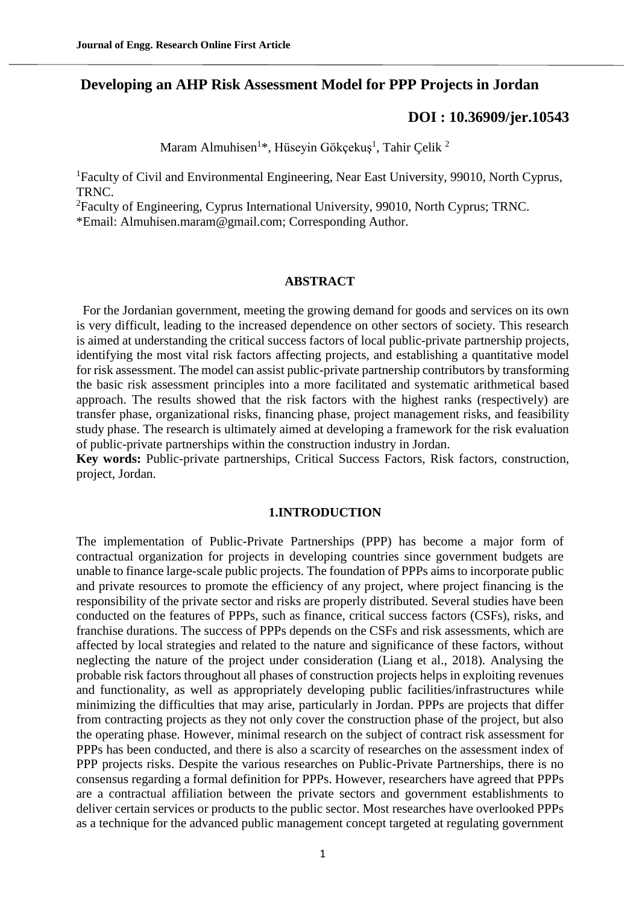# Developing an AHP Risk Assessment Model for PPP Projects in Jordan

**DOI : 10.36909/jer.10543**

Maram Almuhisen[1]*, Hüseyin Gökçekuş[1], Tahir Çelik [2]

[1]Faculty of Civil and Environmental Engineering, Near East University, 99010, North Cyprus, TRNC.

[2]Faculty of Engineering, Cyprus International University, 99010, North Cyprus; TRNC.

*Email: Almuhisen.maram@gmail.com; Corresponding Author.

## ABSTRACT

For the Jordanian government, meeting the growing demand for goods and services on its own is very difficult, leading to the increased dependence on other sectors of society. This research is aimed at understanding the critical success factors of local public-private partnership projects, identifying the most vital risk factors affecting projects, and establishing a quantitative model for risk assessment. The model can assist public-private partnership contributors by transforming the basic risk assessment principles into a more facilitated and systematic arithmetical based approach. The results showed that the risk factors with the highest ranks (respectively) are transfer phase, organizational risks, financing phase, project management risks, and feasibility study phase. The research is ultimately aimed at developing a framework for the risk evaluation of public-private partnerships within the construction industry in Jordan.

**Key words:** Public-private partnerships, Critical Success Factors, Risk factors, construction, project, Jordan.

## 1.INTRODUCTION

The implementation of Public-Private Partnerships (PPP) has become a major form of contractual organization for projects in developing countries since government budgets are unable to finance large-scale public projects. The foundation of PPPs aims to incorporate public and private resources to promote the efficiency of any project, where project financing is the responsibility of the private sector and risks are properly distributed. Several studies have been conducted on the features of PPPs, such as finance, critical success factors (CSFs), risks, and franchise durations. The success of PPPs depends on the CSFs and risk assessments, which are affected by local strategies and related to the nature and significance of these factors, without neglecting the nature of the project under consideration (Liang et al., 2018). Analysing the probable risk factors throughout all phases of construction projects helps in exploiting revenues and functionality, as well as appropriately developing public facilities/infrastructures while minimizing the difficulties that may arise, particularly in Jordan. PPPs are projects that differ from contracting projects as they not only cover the construction phase of the project, but also the operating phase. However, minimal research on the subject of contract risk assessment for PPPs has been conducted, and there is also a scarcity of researches on the assessment index of PPP projects risks. Despite the various researches on Public-Private Partnerships, there is no consensus regarding a formal definition for PPPs. However, researchers have agreed that PPPs are a contractual affiliation between the private sectors and government establishments to deliver certain services or products to the public sector. Most researches have overlooked PPPs as a technique for the advanced public management concept targeted at regulating government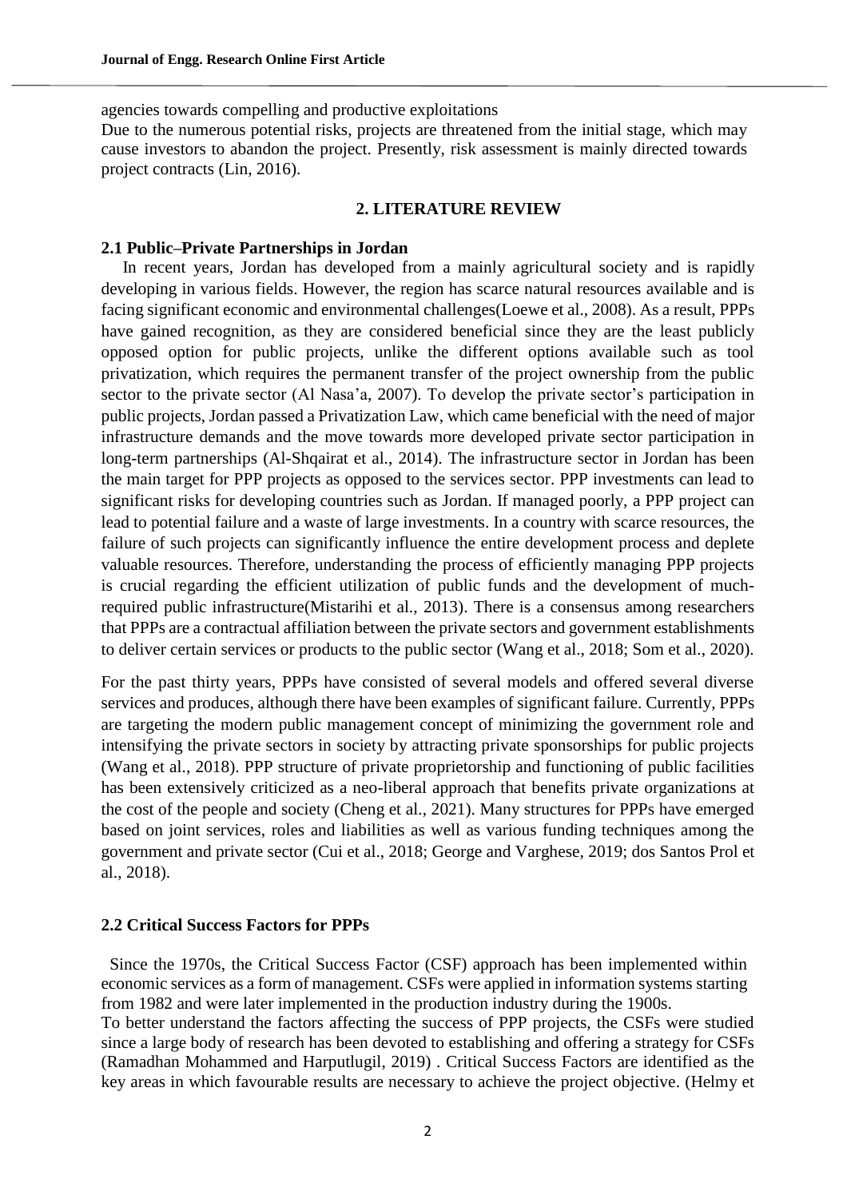agencies towards compelling and productive exploitations

Due to the numerous potential risks, projects are threatened from the initial stage, which may cause investors to abandon the project. Presently, risk assessment is mainly directed towards project contracts (Lin, 2016).

## 2. LITERATURE REVIEW

### 2.1 Public–Private Partnerships in Jordan

In recent years, Jordan has developed from a mainly agricultural society and is rapidly developing in various fields. However, the region has scarce natural resources available and is facing significant economic and environmental challenges(Loewe et al., 2008). As a result, PPPs have gained recognition, as they are considered beneficial since they are the least publicly opposed option for public projects, unlike the different options available such as tool privatization, which requires the permanent transfer of the project ownership from the public sector to the private sector (Al Nasa'a, 2007). To develop the private sector's participation in public projects, Jordan passed a Privatization Law, which came beneficial with the need of major infrastructure demands and the move towards more developed private sector participation in long-term partnerships (Al-Shqairat et al., 2014). The infrastructure sector in Jordan has been the main target for PPP projects as opposed to the services sector. PPP investments can lead to significant risks for developing countries such as Jordan. If managed poorly, a PPP project can lead to potential failure and a waste of large investments. In a country with scarce resources, the failure of such projects can significantly influence the entire development process and deplete valuable resources. Therefore, understanding the process of efficiently managing PPP projects is crucial regarding the efficient utilization of public funds and the development of much-required public infrastructure(Mistarihi et al., 2013). There is a consensus among researchers that PPPs are a contractual affiliation between the private sectors and government establishments to deliver certain services or products to the public sector (Wang et al., 2018; Som et al., 2020).

For the past thirty years, PPPs have consisted of several models and offered several diverse services and produces, although there have been examples of significant failure. Currently, PPPs are targeting the modern public management concept of minimizing the government role and intensifying the private sectors in society by attracting private sponsorships for public projects (Wang et al., 2018). PPP structure of private proprietorship and functioning of public facilities has been extensively criticized as a neo-liberal approach that benefits private organizations at the cost of the people and society (Cheng et al., 2021). Many structures for PPPs have emerged based on joint services, roles and liabilities as well as various funding techniques among the government and private sector (Cui et al., 2018; George and Varghese, 2019; dos Santos Prol et al., 2018).

### 2.2 Critical Success Factors for PPPs

Since the 1970s, the Critical Success Factor (CSF) approach has been implemented within economic services as a form of management. CSFs were applied in information systems starting from 1982 and were later implemented in the production industry during the 1900s.

To better understand the factors affecting the success of PPP projects, the CSFs were studied since a large body of research has been devoted to establishing and offering a strategy for CSFs (Ramadhan Mohammed and Harputlugil, 2019) . Critical Success Factors are identified as the key areas in which favourable results are necessary to achieve the project objective. (Helmy et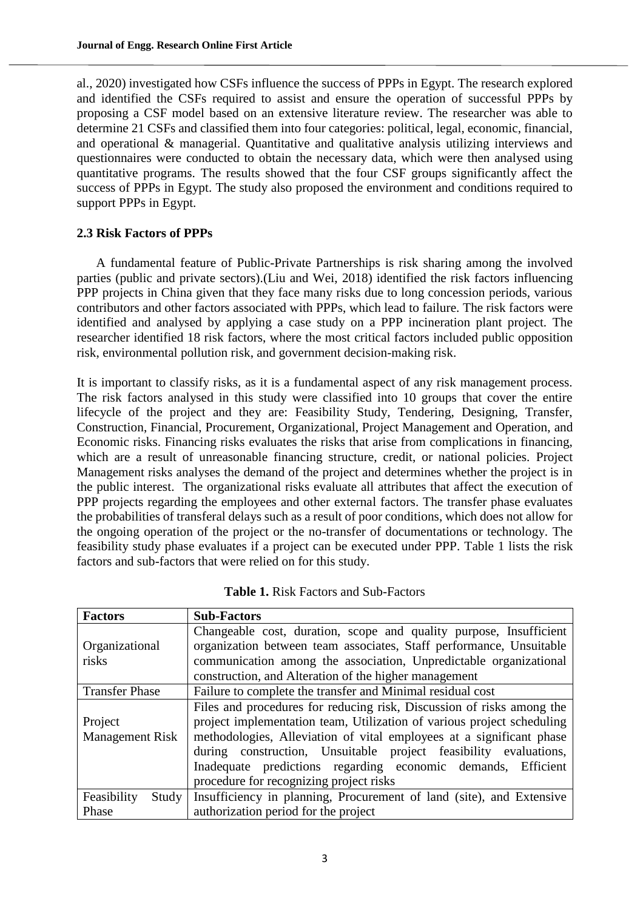al., 2020) investigated how CSFs influence the success of PPPs in Egypt. The research explored and identified the CSFs required to assist and ensure the operation of successful PPPs by proposing a CSF model based on an extensive literature review. The researcher was able to determine 21 CSFs and classified them into four categories: political, legal, economic, financial, and operational & managerial. Quantitative and qualitative analysis utilizing interviews and questionnaires were conducted to obtain the necessary data, which were then analysed using quantitative programs. The results showed that the four CSF groups significantly affect the success of PPPs in Egypt. The study also proposed the environment and conditions required to support PPPs in Egypt.

### 2.3 Risk Factors of PPPs

A fundamental feature of Public-Private Partnerships is risk sharing among the involved parties (public and private sectors).(Liu and Wei, 2018) identified the risk factors influencing PPP projects in China given that they face many risks due to long concession periods, various contributors and other factors associated with PPPs, which lead to failure. The risk factors were identified and analysed by applying a case study on a PPP incineration plant project. The researcher identified 18 risk factors, where the most critical factors included public opposition risk, environmental pollution risk, and government decision-making risk.

It is important to classify risks, as it is a fundamental aspect of any risk management process. The risk factors analysed in this study were classified into 10 groups that cover the entire lifecycle of the project and they are: Feasibility Study, Tendering, Designing, Transfer, Construction, Financial, Procurement, Organizational, Project Management and Operation, and Economic risks. Financing risks evaluates the risks that arise from complications in financing, which are a result of unreasonable financing structure, credit, or national policies. Project Management risks analyses the demand of the project and determines whether the project is in the public interest. The organizational risks evaluate all attributes that affect the execution of PPP projects regarding the employees and other external factors. The transfer phase evaluates the probabilities of transferal delays such as a result of poor conditions, which does not allow for the ongoing operation of the project or the no-transfer of documentations or technology. The feasibility study phase evaluates if a project can be executed under PPP. Table 1 lists the risk factors and sub-factors that were relied on for this study.

**Table 1.** Risk Factors and Sub-Factors

| Factors | Sub-Factors |
|---|---|
| Organizational risks | Changeable cost, duration, scope and quality purpose, Insufficient organization between team associates, Staff performance, Unsuitable communication among the association, Unpredictable organizational construction, and Alteration of the higher management |
| Transfer Phase | Failure to complete the transfer and Minimal residual cost |
| Project Management Risk | Files and procedures for reducing risk, Discussion of risks among the project implementation team, Utilization of various project scheduling methodologies, Alleviation of vital employees at a significant phase during construction, Unsuitable project feasibility evaluations, Inadequate predictions regarding economic demands, Efficient procedure for recognizing project risks |
| Feasibility Study Phase | Insufficiency in planning, Procurement of land (site), and Extensive authorization period for the project |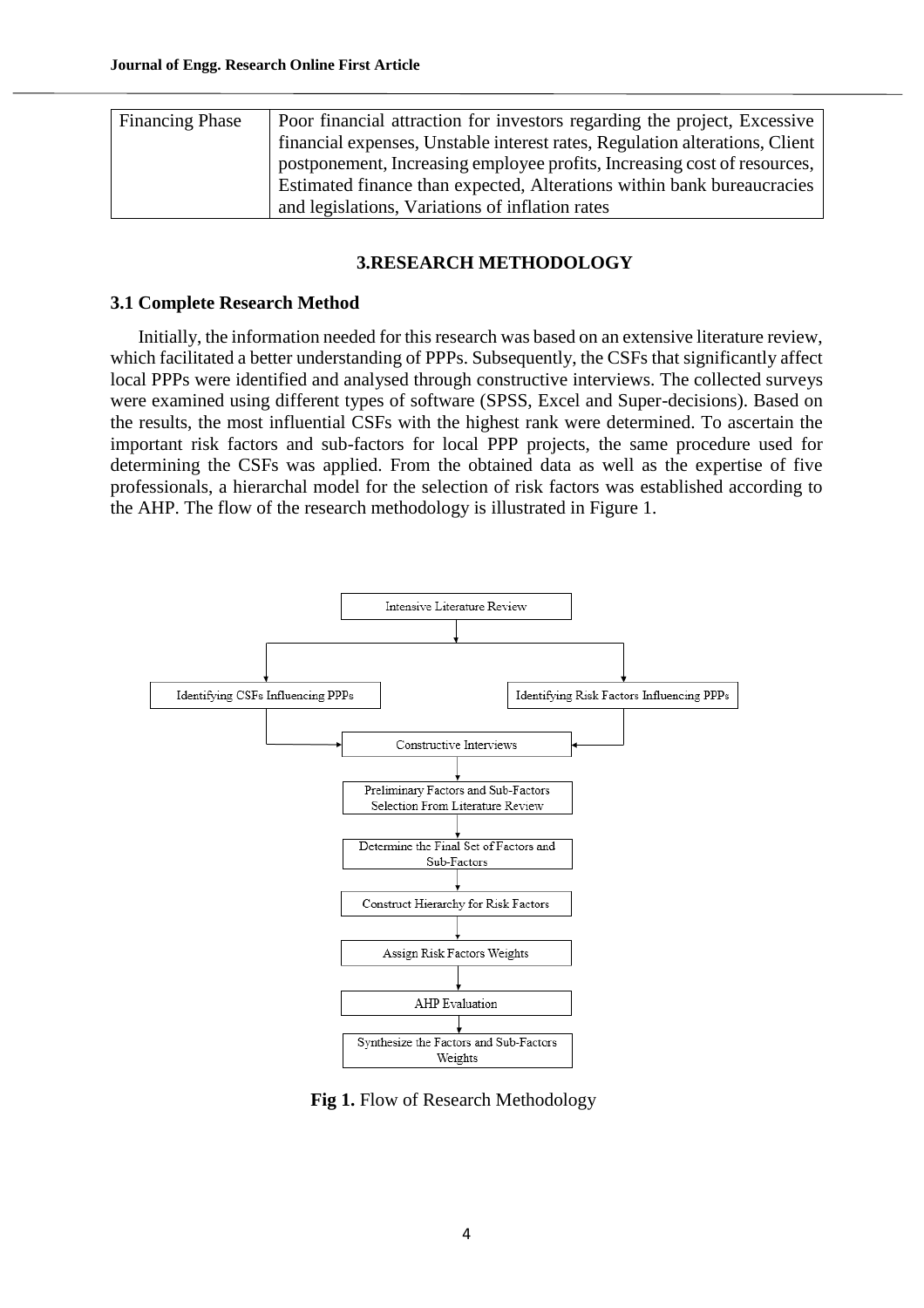| Financing Phase | Poor financial attraction for investors regarding the project, Excessive financial expenses, Unstable interest rates, Regulation alterations, Client postponement, Increasing employee profits, Increasing cost of resources, Estimated finance than expected, Alterations within bank bureaucracies and legislations, Variations of inflation rates |
|---|---|

## 3.RESEARCH METHODOLOGY

### 3.1 Complete Research Method

Initially, the information needed for this research was based on an extensive literature review, which facilitated a better understanding of PPPs. Subsequently, the CSFs that significantly affect local PPPs were identified and analysed through constructive interviews. The collected surveys were examined using different types of software (SPSS, Excel and Super-decisions). Based on the results, the most influential CSFs with the highest rank were determined. To ascertain the important risk factors and sub-factors for local PPP projects, the same procedure used for determining the CSFs was applied. From the obtained data as well as the expertise of five professionals, a hierarchal model for the selection of risk factors was established according to the AHP. The flow of the research methodology is illustrated in Figure 1.

**Fig 1.** Flow of Research Methodology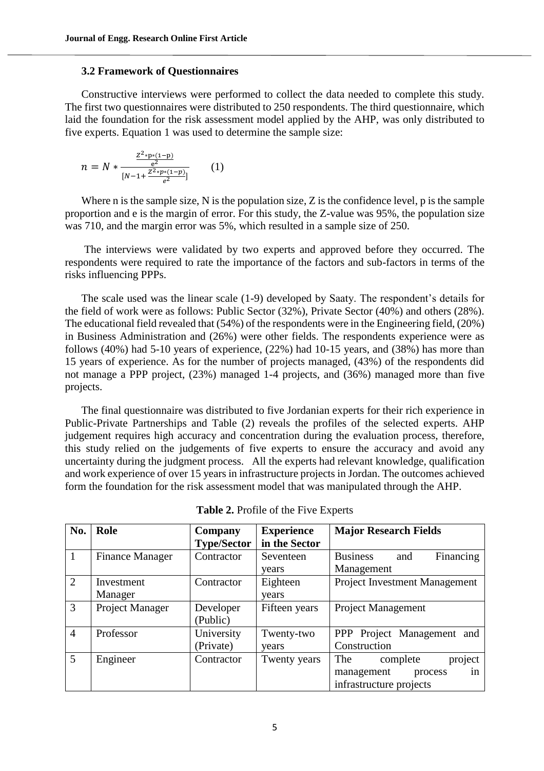### 3.2 Framework of Questionnaires

Constructive interviews were performed to collect the data needed to complete this study. The first two questionnaires were distributed to 250 respondents. The third questionnaire, which laid the foundation for the risk assessment model applied by the AHP, was only distributed to five experts. Equation 1 was used to determine the sample size:

$$n = N * \frac{\frac{Z^2 * p * (1-p)}{e^2}}{[N - 1 + \frac{Z^2 * p * (1-p)}{e^2}]} \qquad (1)$$

Where n is the sample size, N is the population size, Z is the confidence level, p is the sample proportion and e is the margin of error. For this study, the Z-value was 95%, the population size was 710, and the margin error was 5%, which resulted in a sample size of 250.

The interviews were validated by two experts and approved before they occurred. The respondents were required to rate the importance of the factors and sub-factors in terms of the risks influencing PPPs.

The scale used was the linear scale (1-9) developed by Saaty. The respondent's details for the field of work were as follows: Public Sector (32%), Private Sector (40%) and others (28%). The educational field revealed that (54%) of the respondents were in the Engineering field, (20%) in Business Administration and (26%) were other fields. The respondents experience were as follows (40%) had 5-10 years of experience, (22%) had 10-15 years, and (38%) has more than 15 years of experience. As for the number of projects managed, (43%) of the respondents did not manage a PPP project, (23%) managed 1-4 projects, and (36%) managed more than five projects.

The final questionnaire was distributed to five Jordanian experts for their rich experience in Public-Private Partnerships and Table (2) reveals the profiles of the selected experts. AHP judgement requires high accuracy and concentration during the evaluation process, therefore, this study relied on the judgements of five experts to ensure the accuracy and avoid any uncertainty during the judgment process. All the experts had relevant knowledge, qualification and work experience of over 15 years in infrastructure projects in Jordan. The outcomes achieved form the foundation for the risk assessment model that was manipulated through the AHP.

**Table 2.** Profile of the Five Experts

| No. | Role | Company Type/Sector | Experience in the Sector | Major Research Fields |
|---|---|---|---|---|
| 1 | Finance Manager | Contractor | Seventeen years | Business and Financing Management |
| 2 | Investment Manager | Contractor | Eighteen years | Project Investment Management |
| 3 | Project Manager | Developer (Public) | Fifteen years | Project Management |
| 4 | Professor | University (Private) | Twenty-two years | PPP Project Management and Construction |
| 5 | Engineer | Contractor | Twenty years | The complete project management process in infrastructure projects |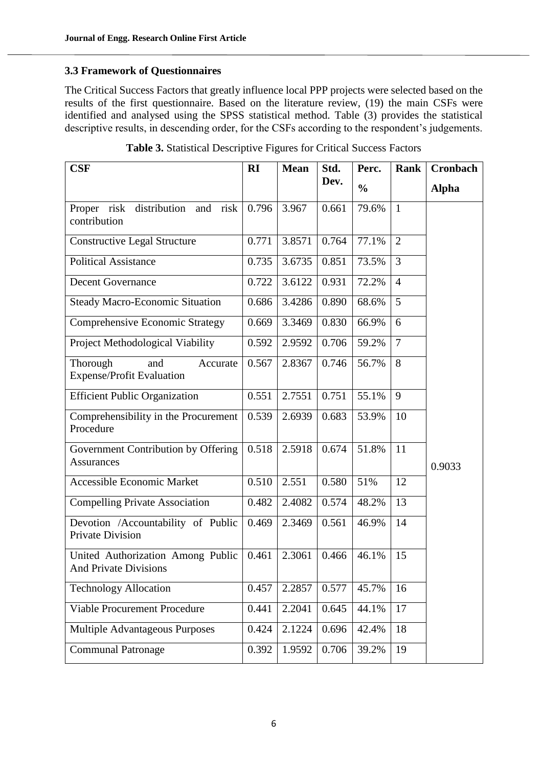### 3.3 Framework of Questionnaires

The Critical Success Factors that greatly influence local PPP projects were selected based on the results of the first questionnaire. Based on the literature review, (19) the main CSFs were identified and analysed using the SPSS statistical method. Table (3) provides the statistical descriptive results, in descending order, for the CSFs according to the respondent's judgements.

**Table 3.** Statistical Descriptive Figures for Critical Success Factors

| CSF | RI | Mean | Std. Dev. | Perc. % | Rank | Cronbach Alpha |
|---|---|---|---|---|---|---|
| Proper risk distribution and risk contribution | 0.796 | 3.967 | 0.661 | 79.6% | 1 | 0.9033 |
| Constructive Legal Structure | 0.771 | 3.8571 | 0.764 | 77.1% | 2 | |
| Political Assistance | 0.735 | 3.6735 | 0.851 | 73.5% | 3 | |
| Decent Governance | 0.722 | 3.6122 | 0.931 | 72.2% | 4 | |
| Steady Macro-Economic Situation | 0.686 | 3.4286 | 0.890 | 68.6% | 5 | |
| Comprehensive Economic Strategy | 0.669 | 3.3469 | 0.830 | 66.9% | 6 | |
| Project Methodological Viability | 0.592 | 2.9592 | 0.706 | 59.2% | 7 | |
| Thorough and Accurate Expense/Profit Evaluation | 0.567 | 2.8367 | 0.746 | 56.7% | 8 | |
| Efficient Public Organization | 0.551 | 2.7551 | 0.751 | 55.1% | 9 | |
| Comprehensibility in the Procurement Procedure | 0.539 | 2.6939 | 0.683 | 53.9% | 10 | |
| Government Contribution by Offering Assurances | 0.518 | 2.5918 | 0.674 | 51.8% | 11 | |
| Accessible Economic Market | 0.510 | 2.551 | 0.580 | 51% | 12 | |
| Compelling Private Association | 0.482 | 2.4082 | 0.574 | 48.2% | 13 | |
| Devotion /Accountability of Public Private Division | 0.469 | 2.3469 | 0.561 | 46.9% | 14 | |
| United Authorization Among Public And Private Divisions | 0.461 | 2.3061 | 0.466 | 46.1% | 15 | |
| Technology Allocation | 0.457 | 2.2857 | 0.577 | 45.7% | 16 | |
| Viable Procurement Procedure | 0.441 | 2.2041 | 0.645 | 44.1% | 17 | |
| Multiple Advantageous Purposes | 0.424 | 2.1224 | 0.696 | 42.4% | 18 | |
| Communal Patronage | 0.392 | 1.9592 | 0.706 | 39.2% | 19 | |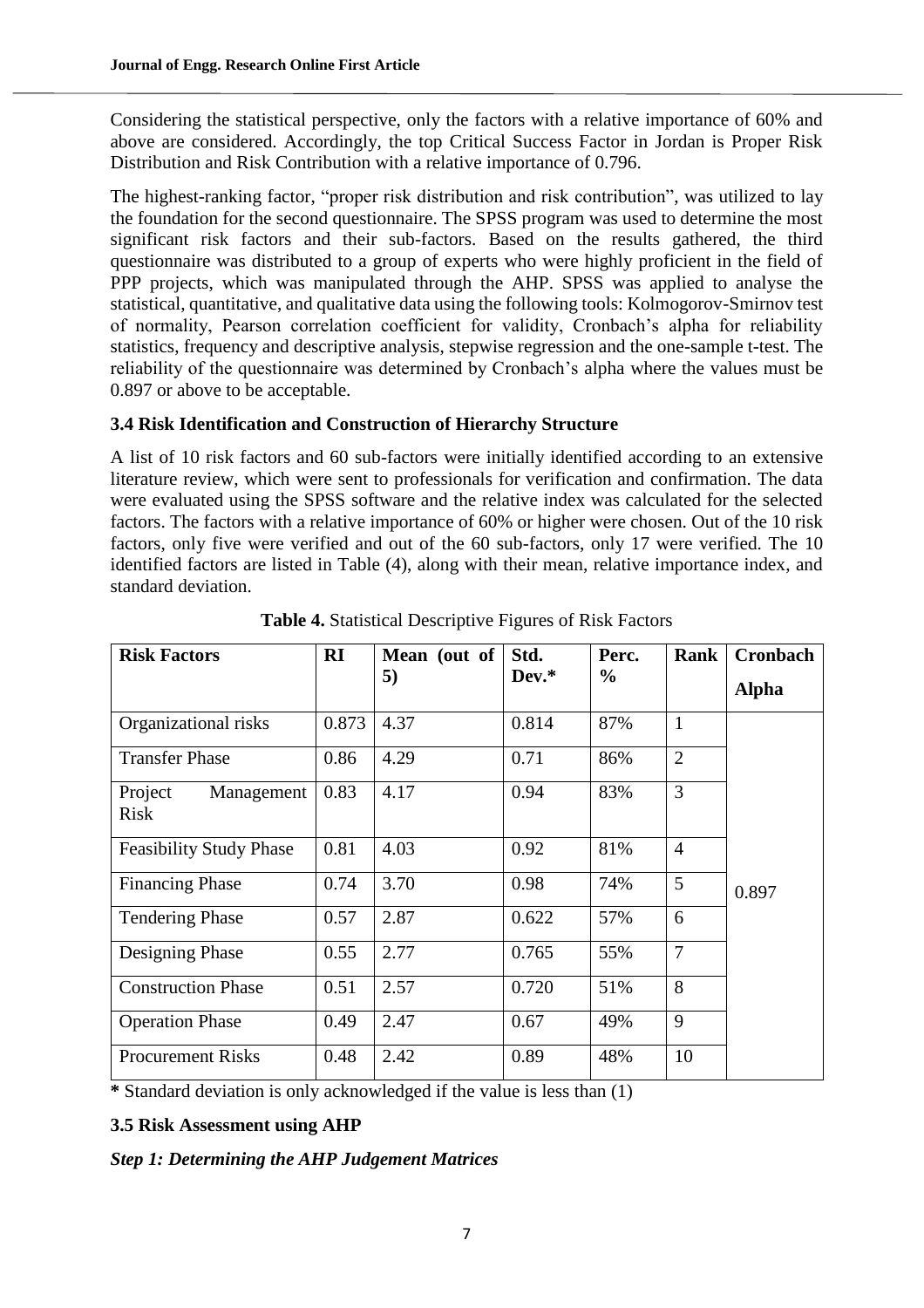Considering the statistical perspective, only the factors with a relative importance of 60% and above are considered. Accordingly, the top Critical Success Factor in Jordan is Proper Risk Distribution and Risk Contribution with a relative importance of 0.796.

The highest-ranking factor, "proper risk distribution and risk contribution", was utilized to lay the foundation for the second questionnaire. The SPSS program was used to determine the most significant risk factors and their sub-factors. Based on the results gathered, the third questionnaire was distributed to a group of experts who were highly proficient in the field of PPP projects, which was manipulated through the AHP. SPSS was applied to analyse the statistical, quantitative, and qualitative data using the following tools: Kolmogorov-Smirnov test of normality, Pearson correlation coefficient for validity, Cronbach's alpha for reliability statistics, frequency and descriptive analysis, stepwise regression and the one-sample t-test. The reliability of the questionnaire was determined by Cronbach's alpha where the values must be 0.897 or above to be acceptable.

### 3.4 Risk Identification and Construction of Hierarchy Structure

A list of 10 risk factors and 60 sub-factors were initially identified according to an extensive literature review, which were sent to professionals for verification and confirmation. The data were evaluated using the SPSS software and the relative index was calculated for the selected factors. The factors with a relative importance of 60% or higher were chosen. Out of the 10 risk factors, only five were verified and out of the 60 sub-factors, only 17 were verified. The 10 identified factors are listed in Table (4), along with their mean, relative importance index, and standard deviation.

**Table 4.** Statistical Descriptive Figures of Risk Factors

| Risk Factors | RI | Mean (out of 5) | Std. Dev.* | Perc. % | Rank | Cronbach Alpha |
|---|---|---|---|---|---|---|
| Organizational risks | 0.873 | 4.37 | 0.814 | 87% | 1 | 0.897 |
| Transfer Phase | 0.86 | 4.29 | 0.71 | 86% | 2 | |
| Project Management Risk | 0.83 | 4.17 | 0.94 | 83% | 3 | |
| Feasibility Study Phase | 0.81 | 4.03 | 0.92 | 81% | 4 | |
| Financing Phase | 0.74 | 3.70 | 0.98 | 74% | 5 | |
| Tendering Phase | 0.57 | 2.87 | 0.622 | 57% | 6 | |
| Designing Phase | 0.55 | 2.77 | 0.765 | 55% | 7 | |
| Construction Phase | 0.51 | 2.57 | 0.720 | 51% | 8 | |
| Operation Phase | 0.49 | 2.47 | 0.67 | 49% | 9 | |
| Procurement Risks | 0.48 | 2.42 | 0.89 | 48% | 10 | |

**\*** Standard deviation is only acknowledged if the value is less than (1)

### 3.5 Risk Assessment using AHP

***Step 1: Determining the AHP Judgement Matrices***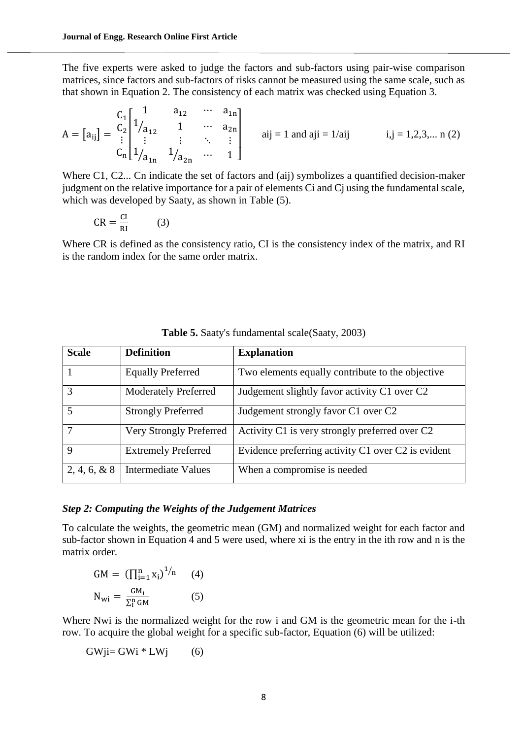The five experts were asked to judge the factors and sub-factors using pair-wise comparison matrices, since factors and sub-factors of risks cannot be measured using the same scale, such as that shown in Equation 2. The consistency of each matrix was checked using Equation 3.

$$A = [a_{ij}] = \begin{matrix} C_1 \\ C_2 \\ \vdots \\ C_n \end{matrix} \begin{bmatrix} 1 & a_{12} & \cdots & a_{1n} \\ 1/a_{12} & 1 & \cdots & a_{2n} \\ \vdots & \vdots & \ddots & \vdots \\ 1/a_{1n} & 1/a_{2n} & \cdots & 1 \end{bmatrix} \qquad a_{ij} = 1 \text{ and } a_{ji} = 1/a_{ij} \qquad i,j = 1,2,3,\ldots n \quad (2)$$

Where C1, C2... Cn indicate the set of factors and (aij) symbolizes a quantified decision-maker judgment on the relative importance for a pair of elements Ci and Cj using the fundamental scale, which was developed by Saaty, as shown in Table (5).

$$CR = \frac{CI}{RI} \qquad (3)$$

Where CR is defined as the consistency ratio, CI is the consistency index of the matrix, and RI is the random index for the same order matrix.

**Table 5.** Saaty's fundamental scale(Saaty, 2003)

| Scale | Definition | Explanation |
|---|---|---|
| 1 | Equally Preferred | Two elements equally contribute to the objective |
| 3 | Moderately Preferred | Judgement slightly favor activity C1 over C2 |
| 5 | Strongly Preferred | Judgement strongly favor C1 over C2 |
| 7 | Very Strongly Preferred | Activity C1 is very strongly preferred over C2 |
| 9 | Extremely Preferred | Evidence preferring activity C1 over C2 is evident |
| 2, 4, 6, & 8 | Intermediate Values | When a compromise is needed |

### *Step 2: Computing the Weights of the Judgement Matrices*

To calculate the weights, the geometric mean (GM) and normalized weight for each factor and sub-factor shown in Equation 4 and 5 were used, where xi is the entry in the ith row and n is the matrix order.

$$GM = \left(\prod_{i=1}^{n} x_i\right)^{1/n} \qquad (4)$$

$$N_{wi} = \frac{GM_i}{\sum_1^n GM} \qquad (5)$$

Where Nwi is the normalized weight for the row i and GM is the geometric mean for the i-th row. To acquire the global weight for a specific sub-factor, Equation (6) will be utilized:

$$GWji = GWi * LWj \qquad (6)$$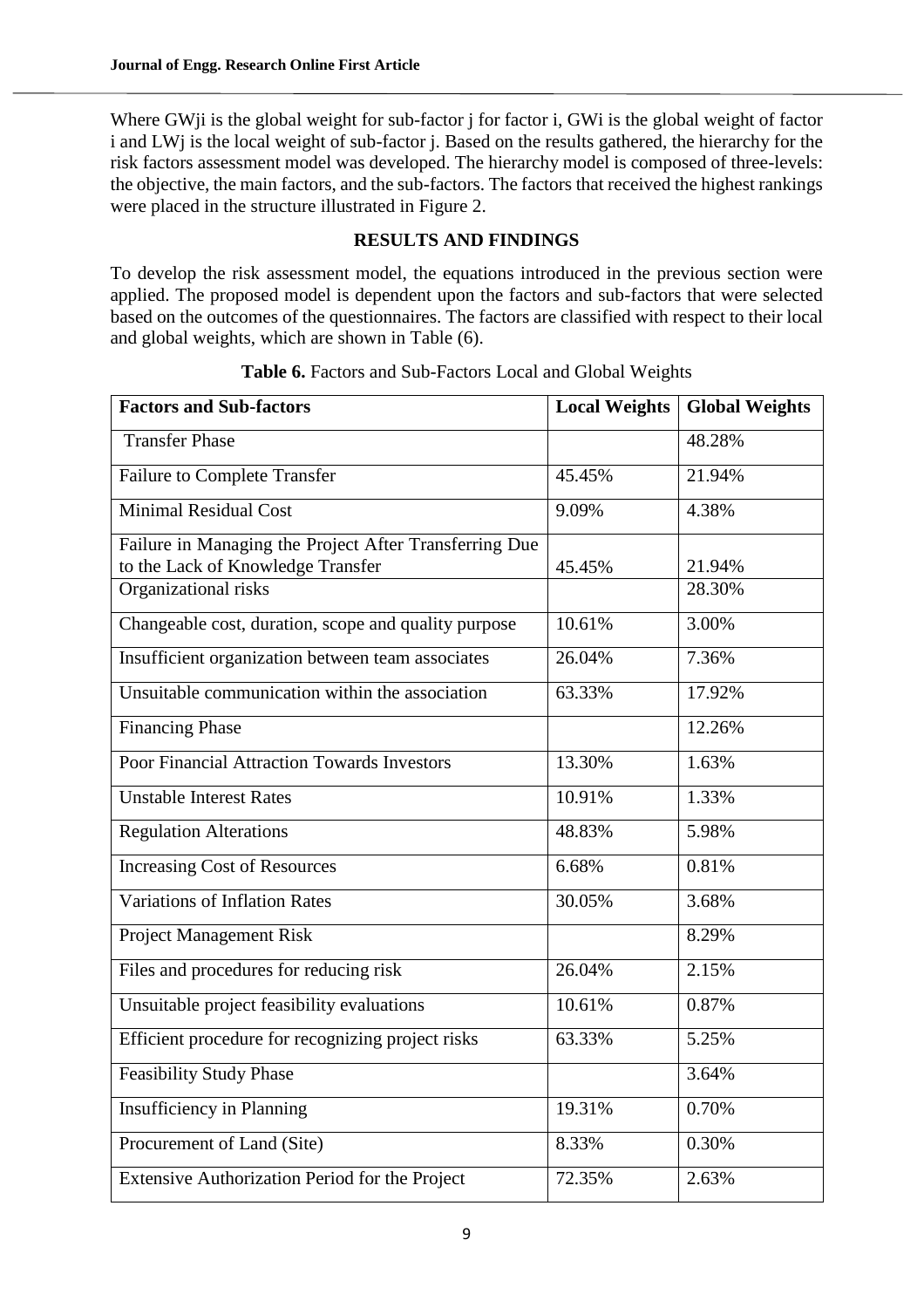Where $GW_{ji}$ is the global weight for sub-factor j for factor i, $GW_i$ is the global weight of factor i and $LW_j$ is the local weight of sub-factor j. Based on the results gathered, the hierarchy for the risk factors assessment model was developed. The hierarchy model is composed of three-levels: the objective, the main factors, and the sub-factors. The factors that received the highest rankings were placed in the structure illustrated in Figure 2.

## RESULTS AND FINDINGS

To develop the risk assessment model, the equations introduced in the previous section were applied. The proposed model is dependent upon the factors and sub-factors that were selected based on the outcomes of the questionnaires. The factors are classified with respect to their local and global weights, which are shown in Table (6).

**Table 6.** Factors and Sub-Factors Local and Global Weights

| Factors and Sub-factors | Local Weights | Global Weights |
|---|---|---|
| Transfer Phase | | 48.28% |
| Failure to Complete Transfer | 45.45% | 21.94% |
| Minimal Residual Cost | 9.09% | 4.38% |
| Failure in Managing the Project After Transferring Due to the Lack of Knowledge Transfer | 45.45% | 21.94% |
| Organizational risks | | 28.30% |
| Changeable cost, duration, scope and quality purpose | 10.61% | 3.00% |
| Insufficient organization between team associates | 26.04% | 7.36% |
| Unsuitable communication within the association | 63.33% | 17.92% |
| Financing Phase | | 12.26% |
| Poor Financial Attraction Towards Investors | 13.30% | 1.63% |
| Unstable Interest Rates | 10.91% | 1.33% |
| Regulation Alterations | 48.83% | 5.98% |
| Increasing Cost of Resources | 6.68% | 0.81% |
| Variations of Inflation Rates | 30.05% | 3.68% |
| Project Management Risk | | 8.29% |
| Files and procedures for reducing risk | 26.04% | 2.15% |
| Unsuitable project feasibility evaluations | 10.61% | 0.87% |
| Efficient procedure for recognizing project risks | 63.33% | 5.25% |
| Feasibility Study Phase | | 3.64% |
| Insufficiency in Planning | 19.31% | 0.70% |
| Procurement of Land (Site) | 8.33% | 0.30% |
| Extensive Authorization Period for the Project | 72.35% | 2.63% |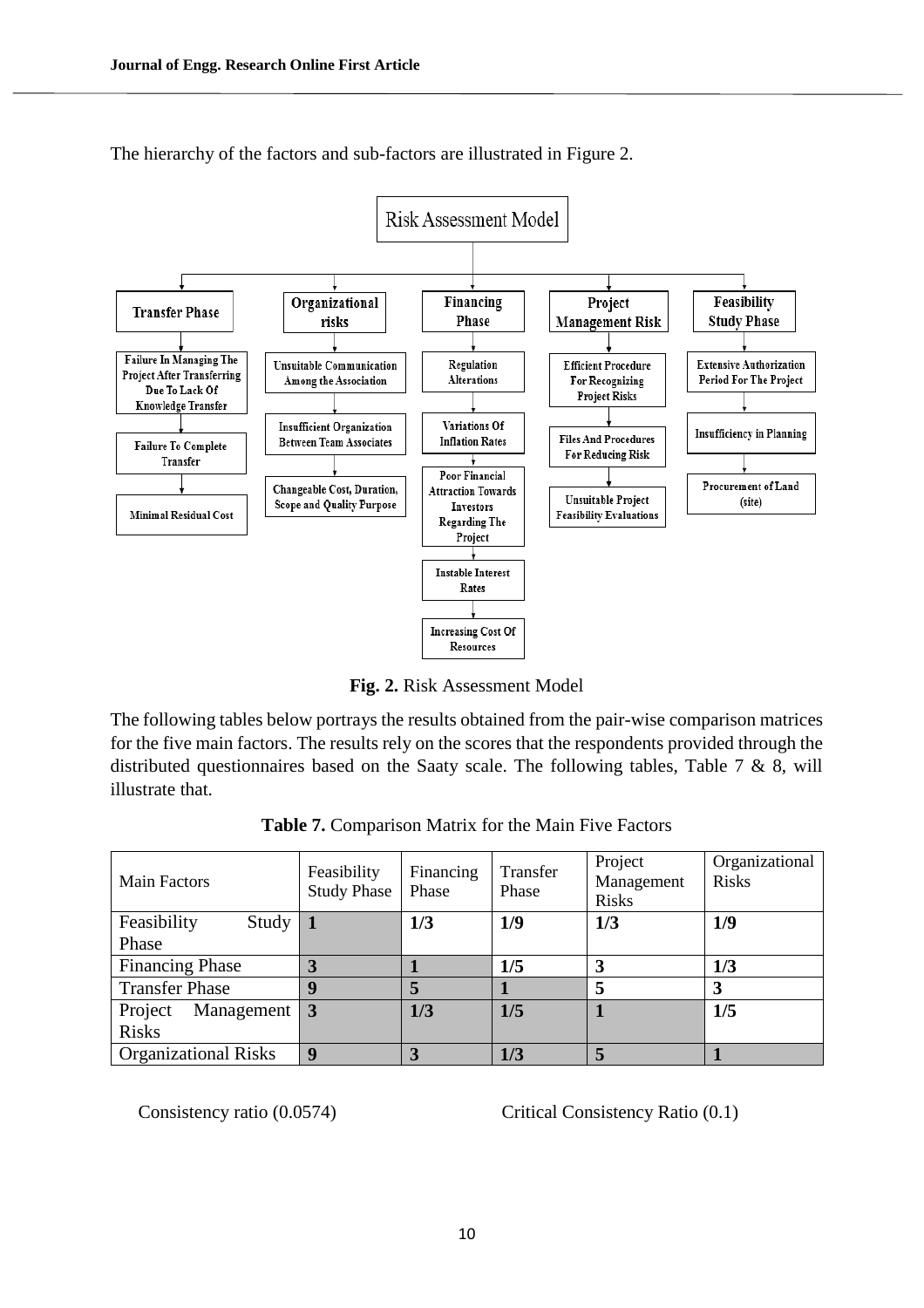The hierarchy of the factors and sub-factors are illustrated in Figure 2.

**Fig. 2.** Risk Assessment Model

The following tables below portrays the results obtained from the pair-wise comparison matrices for the five main factors. The results rely on the scores that the respondents provided through the distributed questionnaires based on the Saaty scale. The following tables, Table 7 & 8, will illustrate that.

**Table 7.** Comparison Matrix for the Main Five Factors

| Main Factors | Feasibility Study Phase | Financing Phase | Transfer Phase | Project Management Risks | Organizational Risks |
|---|---|---|---|---|---|
| Feasibility Study Phase | **1** | **1/3** | **1/9** | **1/3** | **1/9** |
| Financing Phase | **3** | **1** | **1/5** | **3** | **1/3** |
| Transfer Phase | **9** | **5** | **1** | **5** | **3** |
| Project Management Risks | **3** | **1/3** | **1/5** | **1** | **1/5** |
| Organizational Risks | **9** | **3** | **1/3** | **5** | **1** |

Consistency ratio (0.0574) Critical Consistency Ratio (0.1)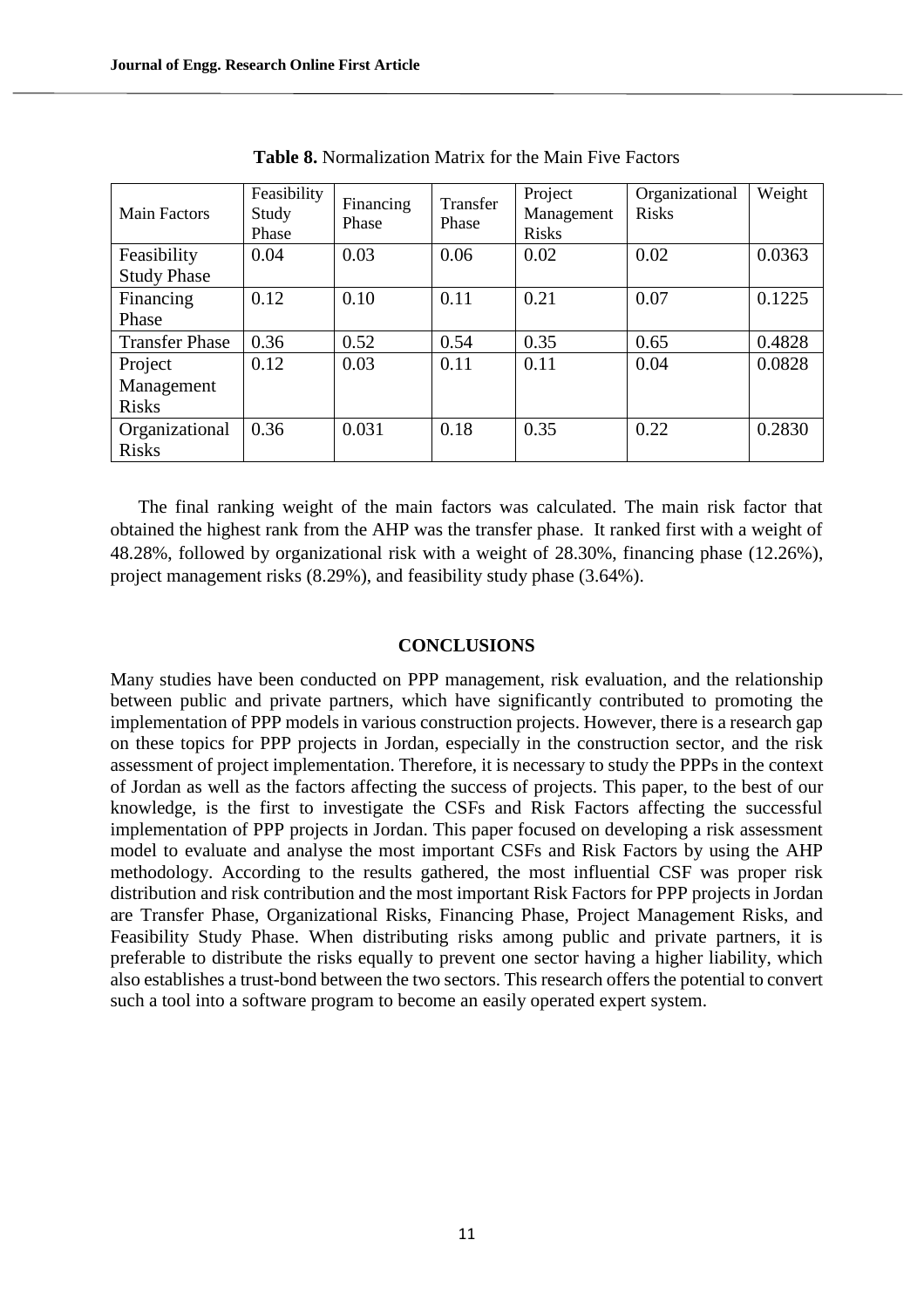**Table 8.** Normalization Matrix for the Main Five Factors

| Main Factors | Feasibility Study Phase | Financing Phase | Transfer Phase | Project Management Risks | Organizational Risks | Weight |
|---|---|---|---|---|---|---|
| Feasibility Study Phase | 0.04 | 0.03 | 0.06 | 0.02 | 0.02 | 0.0363 |
| Financing Phase | 0.12 | 0.10 | 0.11 | 0.21 | 0.07 | 0.1225 |
| Transfer Phase | 0.36 | 0.52 | 0.54 | 0.35 | 0.65 | 0.4828 |
| Project Management Risks | 0.12 | 0.03 | 0.11 | 0.11 | 0.04 | 0.0828 |
| Organizational Risks | 0.36 | 0.031 | 0.18 | 0.35 | 0.22 | 0.2830 |

The final ranking weight of the main factors was calculated. The main risk factor that obtained the highest rank from the AHP was the transfer phase. It ranked first with a weight of 48.28%, followed by organizational risk with a weight of 28.30%, financing phase (12.26%), project management risks (8.29%), and feasibility study phase (3.64%).

## CONCLUSIONS

Many studies have been conducted on PPP management, risk evaluation, and the relationship between public and private partners, which have significantly contributed to promoting the implementation of PPP models in various construction projects. However, there is a research gap on these topics for PPP projects in Jordan, especially in the construction sector, and the risk assessment of project implementation. Therefore, it is necessary to study the PPPs in the context of Jordan as well as the factors affecting the success of projects. This paper, to the best of our knowledge, is the first to investigate the CSFs and Risk Factors affecting the successful implementation of PPP projects in Jordan. This paper focused on developing a risk assessment model to evaluate and analyse the most important CSFs and Risk Factors by using the AHP methodology. According to the results gathered, the most influential CSF was proper risk distribution and risk contribution and the most important Risk Factors for PPP projects in Jordan are Transfer Phase, Organizational Risks, Financing Phase, Project Management Risks, and Feasibility Study Phase. When distributing risks among public and private partners, it is preferable to distribute the risks equally to prevent one sector having a higher liability, which also establishes a trust-bond between the two sectors. This research offers the potential to convert such a tool into a software program to become an easily operated expert system.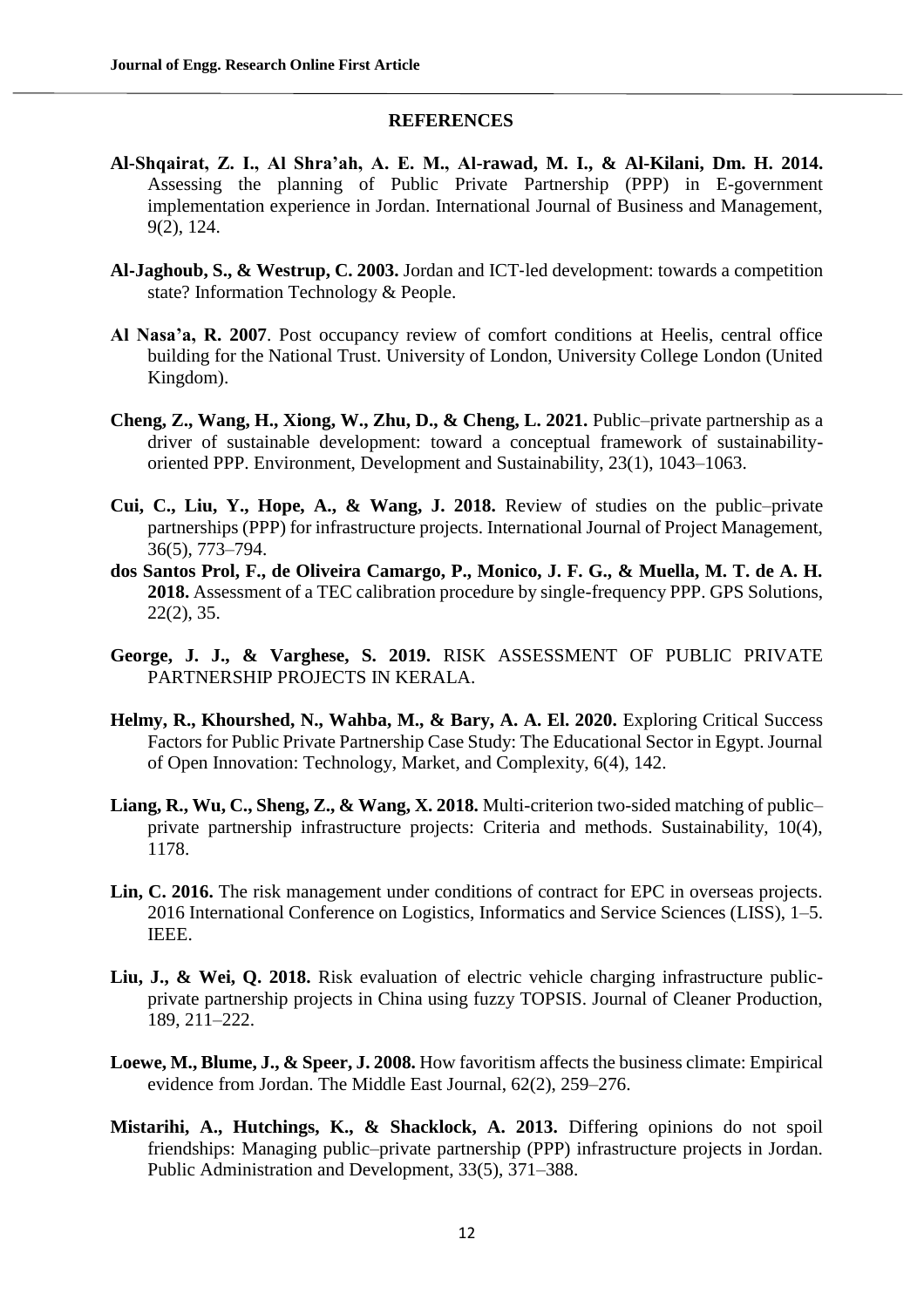## REFERENCES

**Al-Shqairat, Z. I., Al Shra'ah, A. E. M., Al-rawad, M. I., & Al-Kilani, Dm. H. 2014.** Assessing the planning of Public Private Partnership (PPP) in E-government implementation experience in Jordan. International Journal of Business and Management, 9(2), 124.

**Al-Jaghoub, S., & Westrup, C. 2003.** Jordan and ICT-led development: towards a competition state? Information Technology & People.

**Al Nasa'a, R. 2007**. Post occupancy review of comfort conditions at Heelis, central office building for the National Trust. University of London, University College London (United Kingdom).

**Cheng, Z., Wang, H., Xiong, W., Zhu, D., & Cheng, L. 2021.** Public–private partnership as a driver of sustainable development: toward a conceptual framework of sustainability-oriented PPP. Environment, Development and Sustainability, 23(1), 1043–1063.

**Cui, C., Liu, Y., Hope, A., & Wang, J. 2018.** Review of studies on the public–private partnerships (PPP) for infrastructure projects. International Journal of Project Management, 36(5), 773–794.

**dos Santos Prol, F., de Oliveira Camargo, P., Monico, J. F. G., & Muella, M. T. de A. H. 2018.** Assessment of a TEC calibration procedure by single-frequency PPP. GPS Solutions, 22(2), 35.

**George, J. J., & Varghese, S. 2019.** RISK ASSESSMENT OF PUBLIC PRIVATE PARTNERSHIP PROJECTS IN KERALA.

**Helmy, R., Khourshed, N., Wahba, M., & Bary, A. A. El. 2020.** Exploring Critical Success Factors for Public Private Partnership Case Study: The Educational Sector in Egypt. Journal of Open Innovation: Technology, Market, and Complexity, 6(4), 142.

**Liang, R., Wu, C., Sheng, Z., & Wang, X. 2018.** Multi-criterion two-sided matching of public–private partnership infrastructure projects: Criteria and methods. Sustainability, 10(4), 1178.

**Lin, C. 2016.** The risk management under conditions of contract for EPC in overseas projects. 2016 International Conference on Logistics, Informatics and Service Sciences (LISS), 1–5. IEEE.

**Liu, J., & Wei, Q. 2018.** Risk evaluation of electric vehicle charging infrastructure public-private partnership projects in China using fuzzy TOPSIS. Journal of Cleaner Production, 189, 211–222.

**Loewe, M., Blume, J., & Speer, J. 2008.** How favoritism affects the business climate: Empirical evidence from Jordan. The Middle East Journal, 62(2), 259–276.

**Mistarihi, A., Hutchings, K., & Shacklock, A. 2013.** Differing opinions do not spoil friendships: Managing public–private partnership (PPP) infrastructure projects in Jordan. Public Administration and Development, 33(5), 371–388.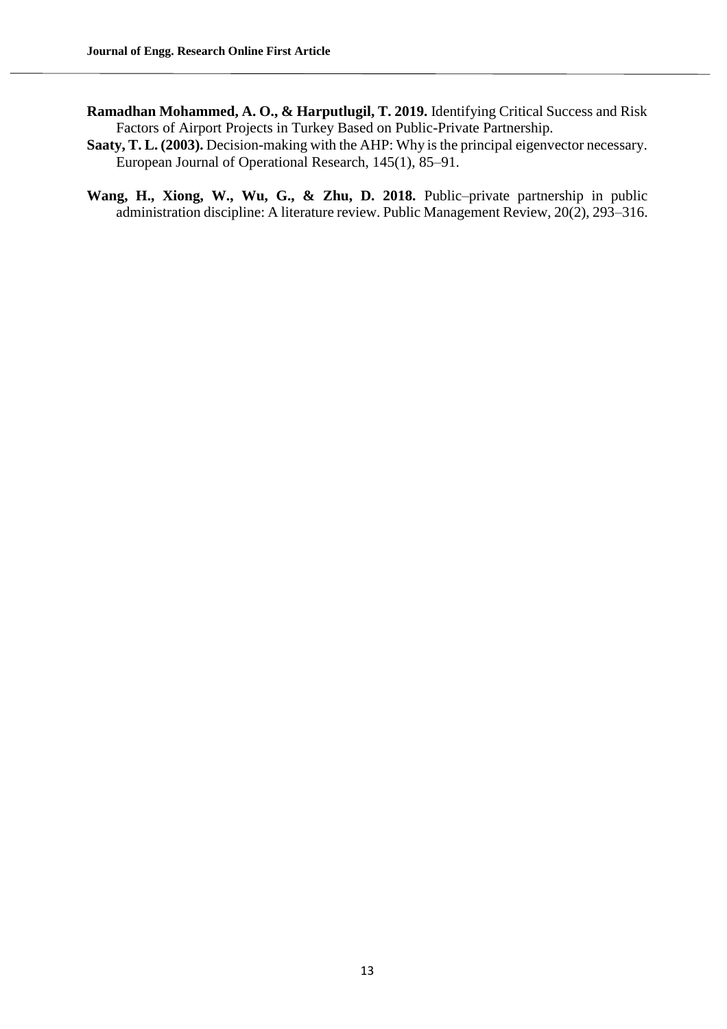**Ramadhan Mohammed, A. O., & Harputlugil, T. 2019.** Identifying Critical Success and Risk Factors of Airport Projects in Turkey Based on Public-Private Partnership.

**Saaty, T. L. (2003).** Decision-making with the AHP: Why is the principal eigenvector necessary. European Journal of Operational Research, 145(1), 85–91.

**Wang, H., Xiong, W., Wu, G., & Zhu, D. 2018.** Public–private partnership in public administration discipline: A literature review. Public Management Review, 20(2), 293–316.